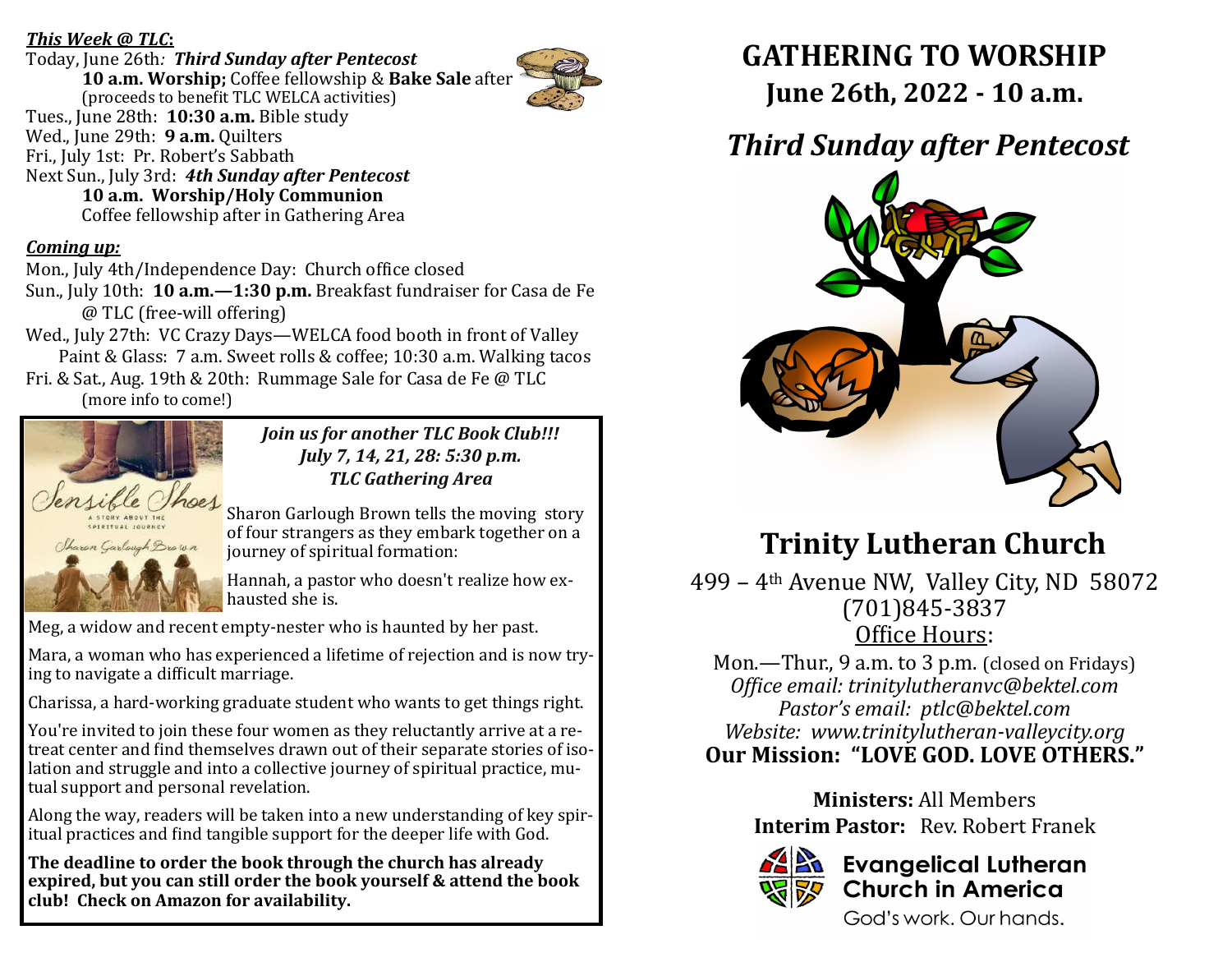***This Week @ TLC*:**

Today, June 26th*:* ***Third Sunday after Pentecost***

**10 a.m. Worship;** Coffee fellowship & **Bake Sale** after (proceeds to benefit TLC WELCA activities)

Tues., June 28th: **10:30 a.m.** Bible study

Wed., June 29th: **9 a.m.** Quilters

Fri., July 1st: Pr. Robert's Sabbath

Next Sun., July 3rd: ***4th Sunday after Pentecost***

**10 a.m. Worship/Holy Communion**

Coffee fellowship after in Gathering Area

***Coming up:***

Mon., July 4th/Independence Day: Church office closed

Sun., July 10th: **10 a.m.—1:30 p.m.** Breakfast fundraiser for Casa de Fe @ TLC (free-will offering)

Wed., July 27th: VC Crazy Days—WELCA food booth in front of Valley Paint & Glass: 7 a.m. Sweet rolls & coffee; 10:30 a.m. Walking tacos

Fri. & Sat., Aug. 19th & 20th: Rummage Sale for Casa de Fe @ TLC (more info to come!)

***Join us for another TLC Book Club!!!***
***July 7, 14, 21, 28: 5:30 p.m.***
***TLC Gathering Area***

Sharon Garlough Brown tells the moving story of four strangers as they embark together on a journey of spiritual formation:

Hannah, a pastor who doesn't realize how exhausted she is.

Meg, a widow and recent empty-nester who is haunted by her past.

Mara, a woman who has experienced a lifetime of rejection and is now trying to navigate a difficult marriage.

Charissa, a hard-working graduate student who wants to get things right.

You're invited to join these four women as they reluctantly arrive at a retreat center and find themselves drawn out of their separate stories of isolation and struggle and into a collective journey of spiritual practice, mutual support and personal revelation.

Along the way, readers will be taken into a new understanding of key spiritual practices and find tangible support for the deeper life with God.

**The deadline to order the book through the church has already expired, but you can still order the book yourself & attend the book club! Check on Amazon for availability.**

# GATHERING TO WORSHIP

## June 26th, 2022 - 10 a.m.

## *Third Sunday after Pentecost*

# Trinity Lutheran Church

499 – 4th Avenue NW, Valley City, ND 58072
(701)845-3837

Office Hours:

Mon.—Thur., 9 a.m. to 3 p.m. (closed on Fridays)

*Office email: trinitylutheranvc@bektel.com*

*Pastor's email: ptlc@bektel.com*

*Website: www.trinitylutheran-valleycity.org*

**Our Mission: "LOVE GOD. LOVE OTHERS."**

**Ministers:** All Members

**Interim Pastor:** Rev. Robert Franek

**Evangelical Lutheran Church in America**

God's work. Our hands.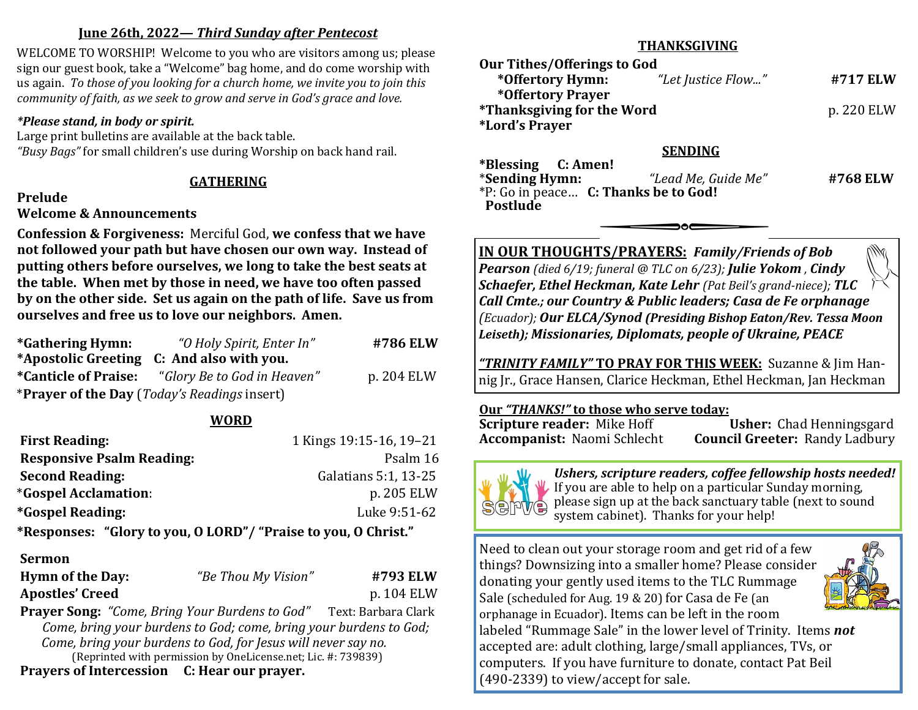## June 26th, 2022— *Third Sunday after Pentecost*

WELCOME TO WORSHIP! Welcome to you who are visitors among us; please sign our guest book, take a "Welcome" bag home, and do come worship with us again. *To those of you looking for a church home, we invite you to join this community of faith, as we seek to grow and serve in God's grace and love.*

***Please stand, in body or spirit.***
Large print bulletins are available at the back table.
*"Busy Bags"* for small children's use during Worship on back hand rail.

### GATHERING

**Prelude**
**Welcome & Announcements**

**Confession & Forgiveness:** Merciful God, **we confess that we have not followed your path but have chosen our own way. Instead of putting others before ourselves, we long to take the best seats at the table. When met by those in need, we have too often passed by on the other side. Set us again on the path of life. Save us from ourselves and free us to love our neighbors. Amen.**

**\*Gathering Hymn:** *"O Holy Spirit, Enter In"* **#786 ELW**
**\*Apostolic Greeting C: And also with you.**
**\*Canticle of Praise:** *"Glory Be to God in Heaven"* p. 204 ELW
\***Prayer of the Day** (*Today's Readings* insert)

### WORD

**First Reading:** 1 Kings 19:15-16, 19–21
**Responsive Psalm Reading:** Psalm 16
**Second Reading:** Galatians 5:1, 13-25
\***Gospel Acclamation**: p. 205 ELW
**\*Gospel Reading:** Luke 9:51-62
**\*Responses: "Glory to you, O LORD"/ "Praise to you, O Christ."**

**Sermon**
**Hymn of the Day:** *"Be Thou My Vision"* **#793 ELW**
**Apostles' Creed** p. 104 ELW
**Prayer Song:** *"Come, Bring Your Burdens to God"* Text: Barbara Clark
*Come, bring your burdens to God; come, bring your burdens to God;*
*Come, bring your burdens to God, for Jesus will never say no.*
(Reprinted with permission by OneLicense.net; Lic. #: 739839)
**Prayers of Intercession C: Hear our prayer.**

### THANKSGIVING

**Our Tithes/Offerings to God**
**\*Offertory Hymn:** *"Let Justice Flow..."* **#717 ELW**
**\*Offertory Prayer**
**\*Thanksgiving for the Word** p. 220 ELW
**\*Lord's Prayer**

### SENDING

**\*Blessing C: Amen!**
\***Sending Hymn:** *"Lead Me, Guide Me"* **#768 ELW**
\*P: Go in peace… **C: Thanks be to God!**
**Postlude**

**IN OUR THOUGHTS/PRAYERS:** ***Family/Friends of Bob Pearson*** *(died 6/19; funeral @ TLC on 6/23);* ***Julie Yokom**, **Cindy Schaefer, Ethel Heckman, Kate Lehr*** *(Pat Beil's grand-niece);* ***TLC Call Cmte.; our Country & Public leaders; Casa de Fe orphanage*** *(Ecuador);* ***Our ELCA/Synod (Presiding Bishop Eaton/Rev. Tessa Moon Leiseth); Missionaries, Diplomats, people of Ukraine, PEACE***

***"TRINITY FAMILY"* TO PRAY FOR THIS WEEK:** Suzanne & Jim Hannig Jr., Grace Hansen, Clarice Heckman, Ethel Heckman, Jan Heckman

**Our *"THANKS!"* to those who serve today:**
**Scripture reader:** Mike Hoff **Usher:** Chad Henningsgard
**Accompanist:** Naomi Schlecht **Council Greeter:** Randy Ladbury

***Ushers, scripture readers, coffee fellowship hosts needed!*** If you are able to help on a particular Sunday morning, please sign up at the back sanctuary table (next to sound system cabinet). Thanks for your help!

Need to clean out your storage room and get rid of a few things? Downsizing into a smaller home? Please consider donating your gently used items to the TLC Rummage Sale (scheduled for Aug. 19 & 20) for Casa de Fe (an orphanage in Ecuador). Items can be left in the room labeled "Rummage Sale" in the lower level of Trinity. Items ***not*** accepted are: adult clothing, large/small appliances, TVs, or computers. If you have furniture to donate, contact Pat Beil (490-2339) to view/accept for sale.